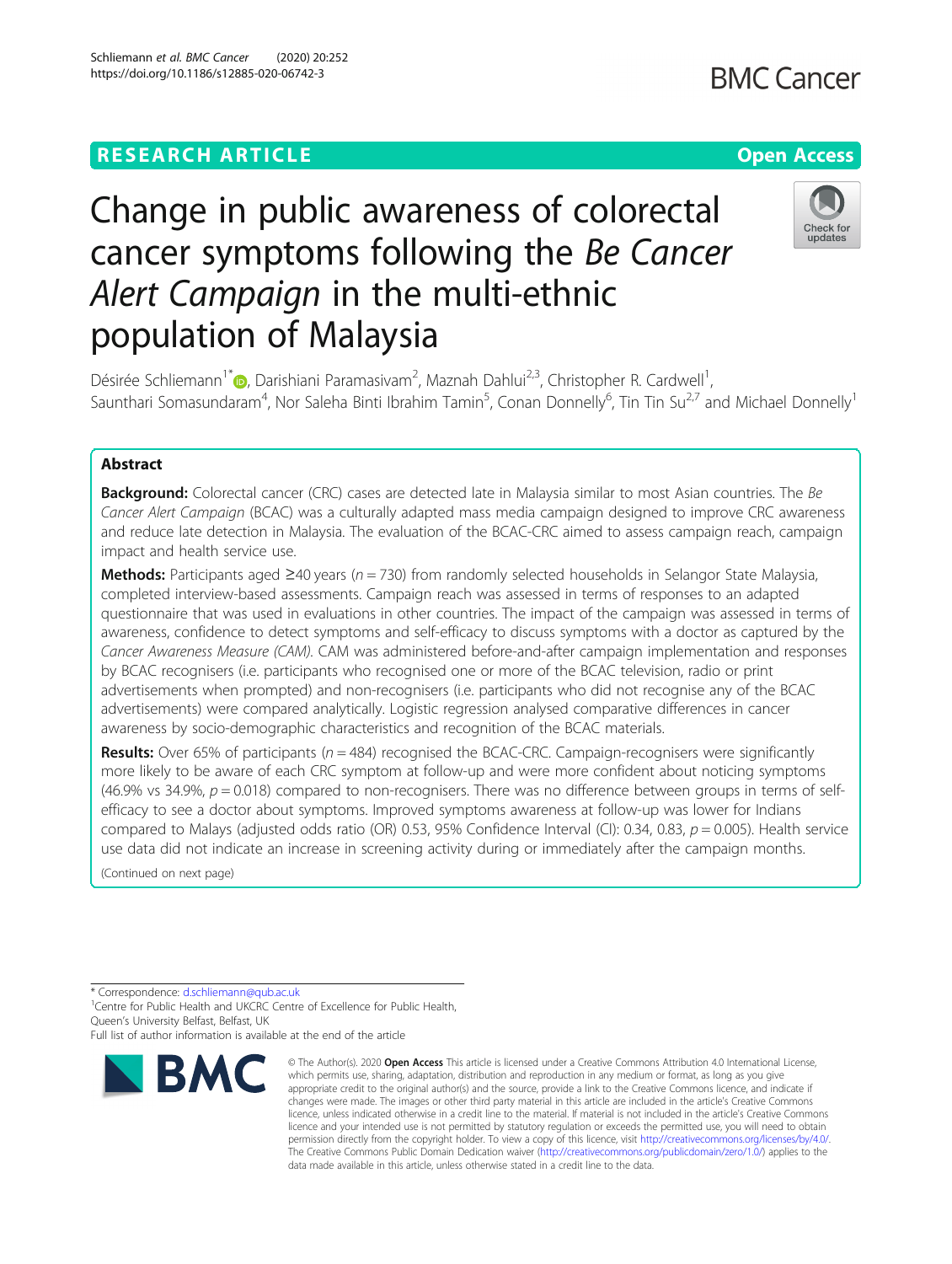RESEARCH ARTICLE

Open Access

# Change in public awareness of colorectal cancer symptoms following the *Be Cancer Alert Campaign* in the multi-ethnic population of Malaysia

Désirée Schliemann[1*], Darishiani Paramasivam[2], Maznah Dahlui[2,3], Christopher R. Cardwell[1], Saunthari Somasundaram[4], Nor Saleha Binti Ibrahim Tamin[5], Conan Donnelly[6], Tin Tin Su[2,7] and Michael Donnelly[1]

## Abstract

**Background:** Colorectal cancer (CRC) cases are detected late in Malaysia similar to most Asian countries. The *Be Cancer Alert Campaign* (BCAC) was a culturally adapted mass media campaign designed to improve CRC awareness and reduce late detection in Malaysia. The evaluation of the BCAC-CRC aimed to assess campaign reach, campaign impact and health service use.

**Methods:** Participants aged ≥40 years ($n = 730$) from randomly selected households in Selangor State Malaysia, completed interview-based assessments. Campaign reach was assessed in terms of responses to an adapted questionnaire that was used in evaluations in other countries. The impact of the campaign was assessed in terms of awareness, confidence to detect symptoms and self-efficacy to discuss symptoms with a doctor as captured by the *Cancer Awareness Measure (CAM)*. CAM was administered before-and-after campaign implementation and responses by BCAC recognisers (i.e. participants who recognised one or more of the BCAC television, radio or print advertisements when prompted) and non-recognisers (i.e. participants who did not recognise any of the BCAC advertisements) were compared analytically. Logistic regression analysed comparative differences in cancer awareness by socio-demographic characteristics and recognition of the BCAC materials.

**Results:** Over 65% of participants ($n = 484$) recognised the BCAC-CRC. Campaign-recognisers were significantly more likely to be aware of each CRC symptom at follow-up and were more confident about noticing symptoms (46.9% vs 34.9%, $p = 0.018$) compared to non-recognisers. There was no difference between groups in terms of self-efficacy to see a doctor about symptoms. Improved symptoms awareness at follow-up was lower for Indians compared to Malays (adjusted odds ratio (OR) 0.53, 95% Confidence Interval (CI): 0.34, 0.83, $p = 0.005$). Health service use data did not indicate an increase in screening activity during or immediately after the campaign months.

(Continued on next page)

\* Correspondence: d.schliemann@qub.ac.uk

[1]Centre for Public Health and UKCRC Centre of Excellence for Public Health, Queen's University Belfast, Belfast, UK

Full list of author information is available at the end of the article

© The Author(s). 2020 **Open Access** This article is licensed under a Creative Commons Attribution 4.0 International License, which permits use, sharing, adaptation, distribution and reproduction in any medium or format, as long as you give appropriate credit to the original author(s) and the source, provide a link to the Creative Commons licence, and indicate if changes were made. The images or other third party material in this article are included in the article's Creative Commons licence, unless indicated otherwise in a credit line to the material. If material is not included in the article's Creative Commons licence and your intended use is not permitted by statutory regulation or exceeds the permitted use, you will need to obtain permission directly from the copyright holder. To view a copy of this licence, visit http://creativecommons.org/licenses/by/4.0/. The Creative Commons Public Domain Dedication waiver (http://creativecommons.org/publicdomain/zero/1.0/) applies to the data made available in this article, unless otherwise stated in a credit line to the data.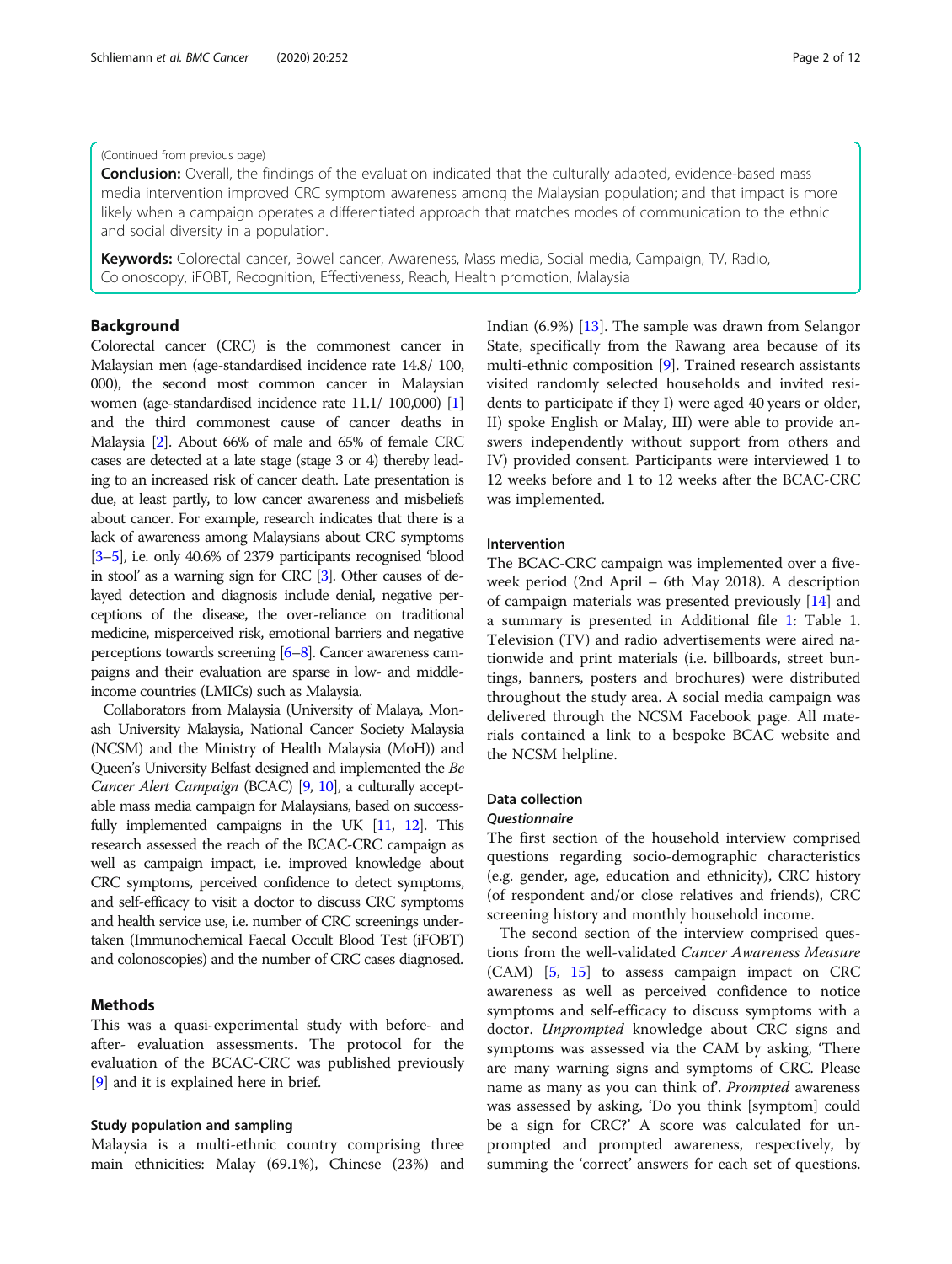(Continued from previous page)

**Conclusion:** Overall, the findings of the evaluation indicated that the culturally adapted, evidence-based mass media intervention improved CRC symptom awareness among the Malaysian population; and that impact is more likely when a campaign operates a differentiated approach that matches modes of communication to the ethnic and social diversity in a population.

**Keywords:** Colorectal cancer, Bowel cancer, Awareness, Mass media, Social media, Campaign, TV, Radio, Colonoscopy, iFOBT, Recognition, Effectiveness, Reach, Health promotion, Malaysia

## Background

Colorectal cancer (CRC) is the commonest cancer in Malaysian men (age-standardised incidence rate 14.8/ 100, 000), the second most common cancer in Malaysian women (age-standardised incidence rate 11.1/ 100,000) [1] and the third commonest cause of cancer deaths in Malaysia [2]. About 66% of male and 65% of female CRC cases are detected at a late stage (stage 3 or 4) thereby leading to an increased risk of cancer death. Late presentation is due, at least partly, to low cancer awareness and misbeliefs about cancer. For example, research indicates that there is a lack of awareness among Malaysians about CRC symptoms [3–5], i.e. only 40.6% of 2379 participants recognised 'blood in stool' as a warning sign for CRC [3]. Other causes of delayed detection and diagnosis include denial, negative perceptions of the disease, the over-reliance on traditional medicine, misperceived risk, emotional barriers and negative perceptions towards screening [6–8]. Cancer awareness campaigns and their evaluation are sparse in low- and middle-income countries (LMICs) such as Malaysia.

Collaborators from Malaysia (University of Malaya, Monash University Malaysia, National Cancer Society Malaysia (NCSM) and the Ministry of Health Malaysia (MoH)) and Queen's University Belfast designed and implemented the *Be Cancer Alert Campaign* (BCAC) [9, 10], a culturally acceptable mass media campaign for Malaysians, based on successfully implemented campaigns in the UK [11, 12]. This research assessed the reach of the BCAC-CRC campaign as well as campaign impact, i.e. improved knowledge about CRC symptoms, perceived confidence to detect symptoms, and self-efficacy to visit a doctor to discuss CRC symptoms and health service use, i.e. number of CRC screenings undertaken (Immunochemical Faecal Occult Blood Test (iFOBT) and colonoscopies) and the number of CRC cases diagnosed.

## Methods

This was a quasi-experimental study with before- and after- evaluation assessments. The protocol for the evaluation of the BCAC-CRC was published previously [9] and it is explained here in brief.

### Study population and sampling

Malaysia is a multi-ethnic country comprising three main ethnicities: Malay (69.1%), Chinese (23%) and Indian (6.9%) [13]. The sample was drawn from Selangor State, specifically from the Rawang area because of its multi-ethnic composition [9]. Trained research assistants visited randomly selected households and invited residents to participate if they I) were aged 40 years or older, II) spoke English or Malay, III) were able to provide answers independently without support from others and IV) provided consent. Participants were interviewed 1 to 12 weeks before and 1 to 12 weeks after the BCAC-CRC was implemented.

### Intervention

The BCAC-CRC campaign was implemented over a five-week period (2nd April – 6th May 2018). A description of campaign materials was presented previously [14] and a summary is presented in Additional file 1: Table 1. Television (TV) and radio advertisements were aired nationwide and print materials (i.e. billboards, street buntings, banners, posters and brochures) were distributed throughout the study area. A social media campaign was delivered through the NCSM Facebook page. All materials contained a link to a bespoke BCAC website and the NCSM helpline.

### Data collection

#### Questionnaire

The first section of the household interview comprised questions regarding socio-demographic characteristics (e.g. gender, age, education and ethnicity), CRC history (of respondent and/or close relatives and friends), CRC screening history and monthly household income.

The second section of the interview comprised questions from the well-validated *Cancer Awareness Measure* (CAM) [5, 15] to assess campaign impact on CRC awareness as well as perceived confidence to notice symptoms and self-efficacy to discuss symptoms with a doctor. *Unprompted* knowledge about CRC signs and symptoms was assessed via the CAM by asking, 'There are many warning signs and symptoms of CRC. Please name as many as you can think of'. *Prompted* awareness was assessed by asking, 'Do you think [symptom] could be a sign for CRC?' A score was calculated for unprompted and prompted awareness, respectively, by summing the 'correct' answers for each set of questions.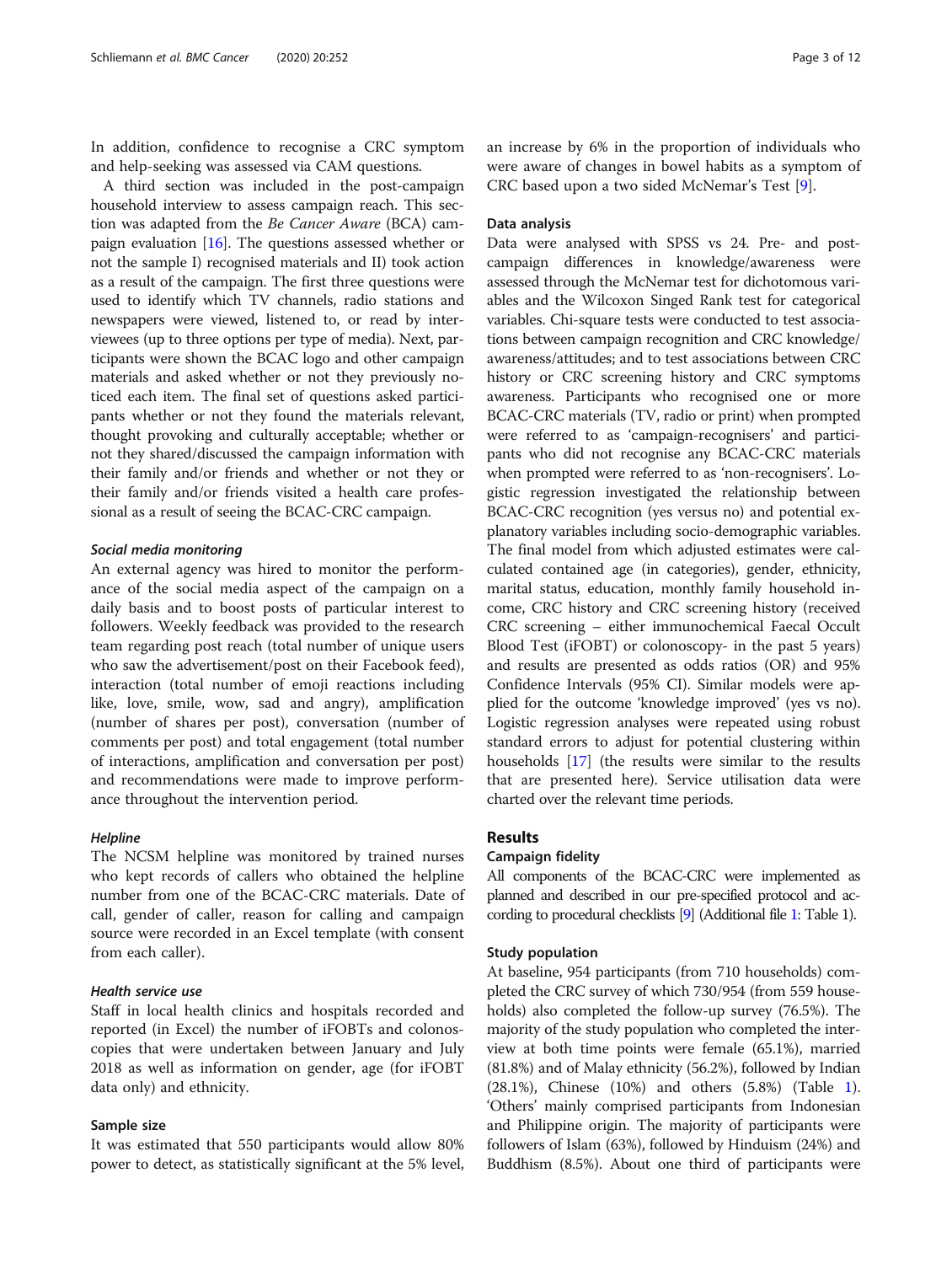In addition, confidence to recognise a CRC symptom and help-seeking was assessed via CAM questions.

A third section was included in the post-campaign household interview to assess campaign reach. This section was adapted from the *Be Cancer Aware* (BCA) campaign evaluation [16]. The questions assessed whether or not the sample I) recognised materials and II) took action as a result of the campaign. The first three questions were used to identify which TV channels, radio stations and newspapers were viewed, listened to, or read by interviewees (up to three options per type of media). Next, participants were shown the BCAC logo and other campaign materials and asked whether or not they previously noticed each item. The final set of questions asked participants whether or not they found the materials relevant, thought provoking and culturally acceptable; whether or not they shared/discussed the campaign information with their family and/or friends and whether or not they or their family and/or friends visited a health care professional as a result of seeing the BCAC-CRC campaign.

#### Social media monitoring

An external agency was hired to monitor the performance of the social media aspect of the campaign on a daily basis and to boost posts of particular interest to followers. Weekly feedback was provided to the research team regarding post reach (total number of unique users who saw the advertisement/post on their Facebook feed), interaction (total number of emoji reactions including like, love, smile, wow, sad and angry), amplification (number of shares per post), conversation (number of comments per post) and total engagement (total number of interactions, amplification and conversation per post) and recommendations were made to improve performance throughout the intervention period.

#### Helpline

The NCSM helpline was monitored by trained nurses who kept records of callers who obtained the helpline number from one of the BCAC-CRC materials. Date of call, gender of caller, reason for calling and campaign source were recorded in an Excel template (with consent from each caller).

#### Health service use

Staff in local health clinics and hospitals recorded and reported (in Excel) the number of iFOBTs and colonoscopies that were undertaken between January and July 2018 as well as information on gender, age (for iFOBT data only) and ethnicity.

### Sample size

It was estimated that 550 participants would allow 80% power to detect, as statistically significant at the 5% level, an increase by 6% in the proportion of individuals who were aware of changes in bowel habits as a symptom of CRC based upon a two sided McNemar's Test [9].

### Data analysis

Data were analysed with SPSS vs 24. Pre- and post-campaign differences in knowledge/awareness were assessed through the McNemar test for dichotomous variables and the Wilcoxon Singed Rank test for categorical variables. Chi-square tests were conducted to test associations between campaign recognition and CRC knowledge/awareness/attitudes; and to test associations between CRC history or CRC screening history and CRC symptoms awareness. Participants who recognised one or more BCAC-CRC materials (TV, radio or print) when prompted were referred to as 'campaign-recognisers' and participants who did not recognise any BCAC-CRC materials when prompted were referred to as 'non-recognisers'. Logistic regression investigated the relationship between BCAC-CRC recognition (yes versus no) and potential explanatory variables including socio-demographic variables. The final model from which adjusted estimates were calculated contained age (in categories), gender, ethnicity, marital status, education, monthly family household income, CRC history and CRC screening history (received CRC screening – either immunochemical Faecal Occult Blood Test (iFOBT) or colonoscopy- in the past 5 years) and results are presented as odds ratios (OR) and 95% Confidence Intervals (95% CI). Similar models were applied for the outcome 'knowledge improved' (yes vs no). Logistic regression analyses were repeated using robust standard errors to adjust for potential clustering within households [17] (the results were similar to the results that are presented here). Service utilisation data were charted over the relevant time periods.

## Results

### Campaign fidelity

All components of the BCAC-CRC were implemented as planned and described in our pre-specified protocol and according to procedural checklists [9] (Additional file 1: Table 1).

### Study population

At baseline, 954 participants (from 710 households) completed the CRC survey of which 730/954 (from 559 households) also completed the follow-up survey (76.5%). The majority of the study population who completed the interview at both time points were female (65.1%), married (81.8%) and of Malay ethnicity (56.2%), followed by Indian (28.1%), Chinese (10%) and others (5.8%) (Table 1). 'Others' mainly comprised participants from Indonesian and Philippine origin. The majority of participants were followers of Islam (63%), followed by Hinduism (24%) and Buddhism (8.5%). About one third of participants were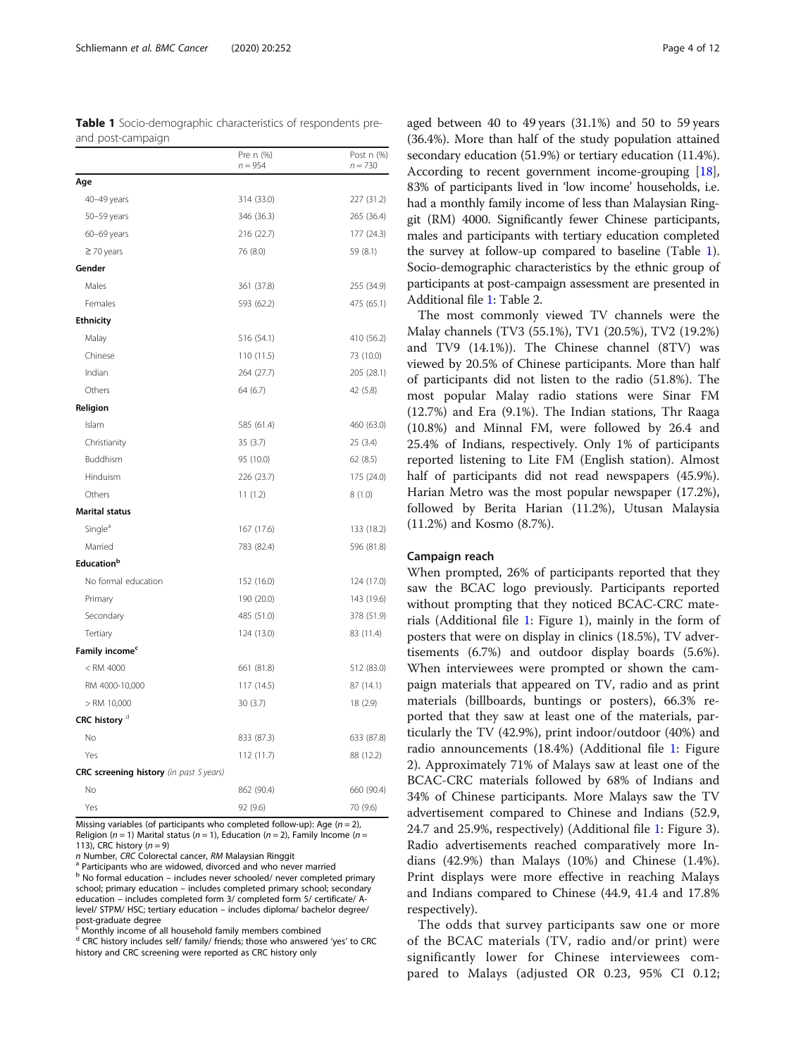**Table 1** Socio-demographic characteristics of respondents pre- and post-campaign

| | Pre n (%) n = 954 | Post n (%) n = 730 |
|---|---|---|
| **Age** | | |
| 40–49 years | 314 (33.0) | 227 (31.2) |
| 50–59 years | 346 (36.3) | 265 (36.4) |
| 60–69 years | 216 (22.7) | 177 (24.3) |
| ≥ 70 years | 76 (8.0) | 59 (8.1) |
| **Gender** | | |
| Males | 361 (37.8) | 255 (34.9) |
| Females | 593 (62.2) | 475 (65.1) |
| **Ethnicity** | | |
| Malay | 516 (54.1) | 410 (56.2) |
| Chinese | 110 (11.5) | 73 (10.0) |
| Indian | 264 (27.7) | 205 (28.1) |
| Others | 64 (6.7) | 42 (5.8) |
| **Religion** | | |
| Islam | 585 (61.4) | 460 (63.0) |
| Christianity | 35 (3.7) | 25 (3.4) |
| Buddhism | 95 (10.0) | 62 (8.5) |
| Hinduism | 226 (23.7) | 175 (24.0) |
| Others | 11 (1.2) | 8 (1.0) |
| **Marital status** | | |
| Single[a] | 167 (17.6) | 133 (18.2) |
| Married | 783 (82.4) | 596 (81.8) |
| **Education**[b] | | |
| No formal education | 152 (16.0) | 124 (17.0) |
| Primary | 190 (20.0) | 143 (19.6) |
| Secondary | 485 (51.0) | 378 (51.9) |
| Tertiary | 124 (13.0) | 83 (11.4) |
| **Family income**[c] | | |
| < RM 4000 | 661 (81.8) | 512 (83.0) |
| RM 4000-10,000 | 117 (14.5) | 87 (14.1) |
| > RM 10,000 | 30 (3.7) | 18 (2.9) |
| **CRC history** [d] | | |
| No | 833 (87.3) | 633 (87.8) |
| Yes | 112 (11.7) | 88 (12.2) |
| **CRC screening history** *(in past 5 years)* | | |
| No | 862 (90.4) | 660 (90.4) |
| Yes | 92 (9.6) | 70 (9.6) |

Missing variables (of participants who completed follow-up): Age (n = 2), Religion (n = 1) Marital status (n = 1), Education (n = 2), Family Income (n = 113), CRC history (n = 9)

n Number, *CRC* Colorectal cancer, *RM* Malaysian Ringgit

[a] Participants who are widowed, divorced and who never married

[b] No formal education – includes never schooled/ never completed primary school; primary education – includes completed primary school; secondary education – includes completed form 3/ completed form 5/ certificate/ A-level/ STPM/ HSC; tertiary education – includes diploma/ bachelor degree/ post-graduate degree

[c] Monthly income of all household family members combined

[d] CRC history includes self/ family/ friends; those who answered 'yes' to CRC history and CRC screening were reported as CRC history only

aged between 40 to 49 years (31.1%) and 50 to 59 years (36.4%). More than half of the study population attained secondary education (51.9%) or tertiary education (11.4%). According to recent government income-grouping [18], 83% of participants lived in 'low income' households, i.e. had a monthly family income of less than Malaysian Ringgit (RM) 4000. Significantly fewer Chinese participants, males and participants with tertiary education completed the survey at follow-up compared to baseline (Table 1). Socio-demographic characteristics by the ethnic group of participants at post-campaign assessment are presented in Additional file 1: Table 2.

The most commonly viewed TV channels were the Malay channels (TV3 (55.1%), TV1 (20.5%), TV2 (19.2%) and TV9 (14.1%)). The Chinese channel (8TV) was viewed by 20.5% of Chinese participants. More than half of participants did not listen to the radio (51.8%). The most popular Malay radio stations were Sinar FM (12.7%) and Era (9.1%). The Indian stations, Thr Raaga (10.8%) and Minnal FM, were followed by 26.4 and 25.4% of Indians, respectively. Only 1% of participants reported listening to Lite FM (English station). Almost half of participants did not read newspapers (45.9%). Harian Metro was the most popular newspaper (17.2%), followed by Berita Harian (11.2%), Utusan Malaysia (11.2%) and Kosmo (8.7%).

## Campaign reach

When prompted, 26% of participants reported that they saw the BCAC logo previously. Participants reported without prompting that they noticed BCAC-CRC materials (Additional file 1: Figure 1), mainly in the form of posters that were on display in clinics (18.5%), TV advertisements (6.7%) and outdoor display boards (5.6%). When interviewees were prompted or shown the campaign materials that appeared on TV, radio and as print materials (billboards, buntings or posters), 66.3% reported that they saw at least one of the materials, particularly the TV (42.9%), print indoor/outdoor (40%) and radio announcements (18.4%) (Additional file 1: Figure 2). Approximately 71% of Malays saw at least one of the BCAC-CRC materials followed by 68% of Indians and 34% of Chinese participants. More Malays saw the TV advertisement compared to Chinese and Indians (52.9, 24.7 and 25.9%, respectively) (Additional file 1: Figure 3). Radio advertisements reached comparatively more Indians (42.9%) than Malays (10%) and Chinese (1.4%). Print displays were more effective in reaching Malays and Indians compared to Chinese (44.9, 41.4 and 17.8% respectively).

The odds that survey participants saw one or more of the BCAC materials (TV, radio and/or print) were significantly lower for Chinese interviewees compared to Malays (adjusted OR 0.23, 95% CI 0.12;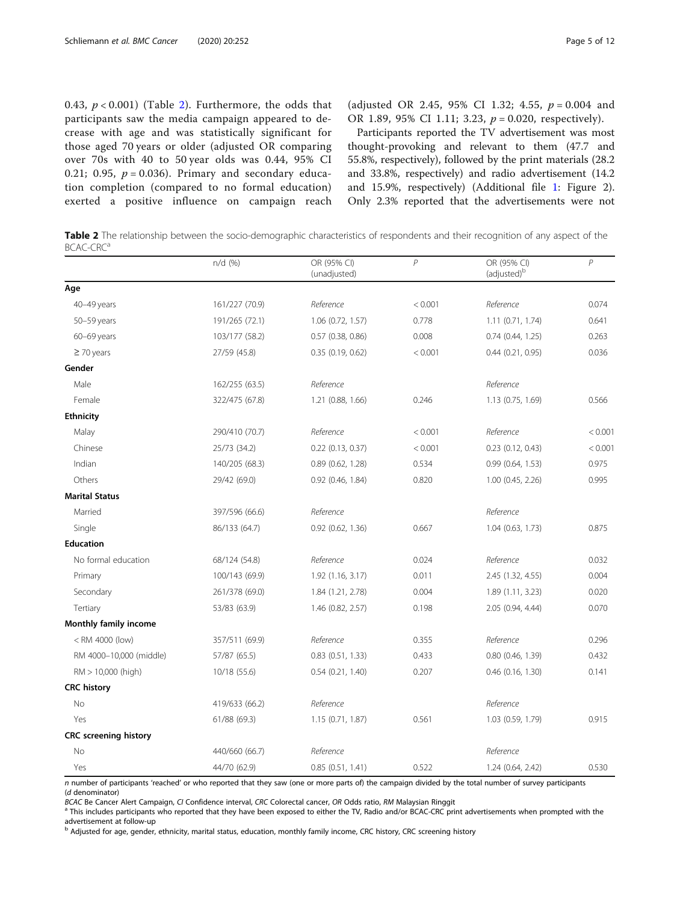0.43, $p < 0.001$) (Table 2). Furthermore, the odds that participants saw the media campaign appeared to decrease with age and was statistically significant for those aged 70 years or older (adjusted OR comparing over 70s with 40 to 50 year olds was 0.44, 95% CI 0.21; 0.95, $p = 0.036$). Primary and secondary education completion (compared to no formal education) exerted a positive influence on campaign reach (adjusted OR 2.45, 95% CI 1.32; 4.55, $p = 0.004$ and OR 1.89, 95% CI 1.11; 3.23, $p = 0.020$, respectively).

Participants reported the TV advertisement was most thought-provoking and relevant to them (47.7 and 55.8%, respectively), followed by the print materials (28.2 and 33.8%, respectively) and radio advertisement (14.2 and 15.9%, respectively) (Additional file 1: Figure 2). Only 2.3% reported that the advertisements were not

**Table 2** The relationship between the socio-demographic characteristics of respondents and their recognition of any aspect of the BCAC-CRC[a]

| | n/d (%) | OR (95% CI) (unadjusted) | *P* | OR (95% CI) (adjusted)[b] | *P* |
|---|---|---|---|---|---|
| **Age** | | | | | |
| 40–49 years | 161/227 (70.9) | *Reference* | < 0.001 | *Reference* | 0.074 |
| 50–59 years | 191/265 (72.1) | 1.06 (0.72, 1.57) | 0.778 | 1.11 (0.71, 1.74) | 0.641 |
| 60–69 years | 103/177 (58.2) | 0.57 (0.38, 0.86) | 0.008 | 0.74 (0.44, 1.25) | 0.263 |
| ≥ 70 years | 27/59 (45.8) | 0.35 (0.19, 0.62) | < 0.001 | 0.44 (0.21, 0.95) | 0.036 |
| **Gender** | | | | | |
| Male | 162/255 (63.5) | *Reference* | | *Reference* | |
| Female | 322/475 (67.8) | 1.21 (0.88, 1.66) | 0.246 | 1.13 (0.75, 1.69) | 0.566 |
| **Ethnicity** | | | | | |
| Malay | 290/410 (70.7) | *Reference* | < 0.001 | *Reference* | < 0.001 |
| Chinese | 25/73 (34.2) | 0.22 (0.13, 0.37) | < 0.001 | 0.23 (0.12, 0.43) | < 0.001 |
| Indian | 140/205 (68.3) | 0.89 (0.62, 1.28) | 0.534 | 0.99 (0.64, 1.53) | 0.975 |
| Others | 29/42 (69.0) | 0.92 (0.46, 1.84) | 0.820 | 1.00 (0.45, 2.26) | 0.995 |
| **Marital Status** | | | | | |
| Married | 397/596 (66.6) | *Reference* | | *Reference* | |
| Single | 86/133 (64.7) | 0.92 (0.62, 1.36) | 0.667 | 1.04 (0.63, 1.73) | 0.875 |
| **Education** | | | | | |
| No formal education | 68/124 (54.8) | *Reference* | 0.024 | *Reference* | 0.032 |
| Primary | 100/143 (69.9) | 1.92 (1.16, 3.17) | 0.011 | 2.45 (1.32, 4.55) | 0.004 |
| Secondary | 261/378 (69.0) | 1.84 (1.21, 2.78) | 0.004 | 1.89 (1.11, 3.23) | 0.020 |
| Tertiary | 53/83 (63.9) | 1.46 (0.82, 2.57) | 0.198 | 2.05 (0.94, 4.44) | 0.070 |
| **Monthly family income** | | | | | |
| < RM 4000 (low) | 357/511 (69.9) | *Reference* | 0.355 | *Reference* | 0.296 |
| RM 4000–10,000 (middle) | 57/87 (65.5) | 0.83 (0.51, 1.33) | 0.433 | 0.80 (0.46, 1.39) | 0.432 |
| RM > 10,000 (high) | 10/18 (55.6) | 0.54 (0.21, 1.40) | 0.207 | 0.46 (0.16, 1.30) | 0.141 |
| **CRC history** | | | | | |
| No | 419/633 (66.2) | *Reference* | | *Reference* | |
| Yes | 61/88 (69.3) | 1.15 (0.71, 1.87) | 0.561 | 1.03 (0.59, 1.79) | 0.915 |
| **CRC screening history** | | | | | |
| No | 440/660 (66.7) | *Reference* | | *Reference* | |
| Yes | 44/70 (62.9) | 0.85 (0.51, 1.41) | 0.522 | 1.24 (0.64, 2.42) | 0.530 |

*n* number of participants 'reached' or who reported that they saw (one or more parts of) the campaign divided by the total number of survey participants (*d* denominator)

*BCAC* Be Cancer Alert Campaign, *CI* Confidence interval, *CRC* Colorectal cancer, *OR* Odds ratio, *RM* Malaysian Ringgit

[a] This includes participants who reported that they have been exposed to either the TV, Radio and/or BCAC-CRC print advertisements when prompted with the advertisement at follow-up

[b] Adjusted for age, gender, ethnicity, marital status, education, monthly family income, CRC history, CRC screening history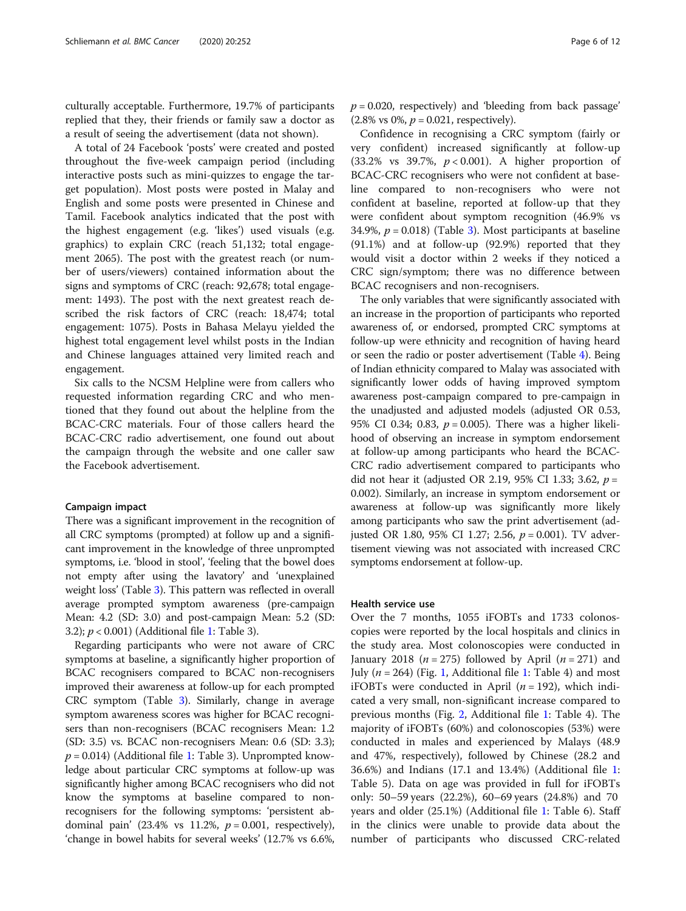culturally acceptable. Furthermore, 19.7% of participants replied that they, their friends or family saw a doctor as a result of seeing the advertisement (data not shown).

A total of 24 Facebook 'posts' were created and posted throughout the five-week campaign period (including interactive posts such as mini-quizzes to engage the target population). Most posts were posted in Malay and English and some posts were presented in Chinese and Tamil. Facebook analytics indicated that the post with the highest engagement (e.g. 'likes') used visuals (e.g. graphics) to explain CRC (reach 51,132; total engagement 2065). The post with the greatest reach (or number of users/viewers) contained information about the signs and symptoms of CRC (reach: 92,678; total engagement: 1493). The post with the next greatest reach described the risk factors of CRC (reach: 18,474; total engagement: 1075). Posts in Bahasa Melayu yielded the highest total engagement level whilst posts in the Indian and Chinese languages attained very limited reach and engagement.

Six calls to the NCSM Helpline were from callers who requested information regarding CRC and who mentioned that they found out about the helpline from the BCAC-CRC materials. Four of those callers heard the BCAC-CRC radio advertisement, one found out about the campaign through the website and one caller saw the Facebook advertisement.

### Campaign impact

There was a significant improvement in the recognition of all CRC symptoms (prompted) at follow up and a significant improvement in the knowledge of three unprompted symptoms, i.e. 'blood in stool', 'feeling that the bowel does not empty after using the lavatory' and 'unexplained weight loss' (Table 3). This pattern was reflected in overall average prompted symptom awareness (pre-campaign Mean: 4.2 (SD: 3.0) and post-campaign Mean: 5.2 (SD: 3.2); $p < 0.001$) (Additional file 1: Table 3).

Regarding participants who were not aware of CRC symptoms at baseline, a significantly higher proportion of BCAC recognisers compared to BCAC non-recognisers improved their awareness at follow-up for each prompted CRC symptom (Table 3). Similarly, change in average symptom awareness scores was higher for BCAC recognisers than non-recognisers (BCAC recognisers Mean: 1.2 (SD: 3.5) vs. BCAC non-recognisers Mean: 0.6 (SD: 3.3); $p = 0.014$) (Additional file 1: Table 3). Unprompted knowledge about particular CRC symptoms at follow-up was significantly higher among BCAC recognisers who did not know the symptoms at baseline compared to non-recognisers for the following symptoms: 'persistent abdominal pain' (23.4% vs 11.2%, $p = 0.001$, respectively), 'change in bowel habits for several weeks' (12.7% vs 6.6%, $p = 0.020$, respectively) and 'bleeding from back passage' (2.8% vs 0%, $p = 0.021$, respectively).

Confidence in recognising a CRC symptom (fairly or very confident) increased significantly at follow-up (33.2% vs 39.7%, $p < 0.001$). A higher proportion of BCAC-CRC recognisers who were not confident at baseline compared to non-recognisers who were not confident at baseline, reported at follow-up that they were confident about symptom recognition (46.9% vs 34.9%, $p = 0.018$) (Table 3). Most participants at baseline (91.1%) and at follow-up (92.9%) reported that they would visit a doctor within 2 weeks if they noticed a CRC sign/symptom; there was no difference between BCAC recognisers and non-recognisers.

The only variables that were significantly associated with an increase in the proportion of participants who reported awareness of, or endorsed, prompted CRC symptoms at follow-up were ethnicity and recognition of having heard or seen the radio or poster advertisement (Table 4). Being of Indian ethnicity compared to Malay was associated with significantly lower odds of having improved symptom awareness post-campaign compared to pre-campaign in the unadjusted and adjusted models (adjusted OR 0.53, 95% CI 0.34; 0.83, $p = 0.005$). There was a higher likelihood of observing an increase in symptom endorsement at follow-up among participants who heard the BCAC-CRC radio advertisement compared to participants who did not hear it (adjusted OR 2.19, 95% CI 1.33; 3.62, $p = 0.002$). Similarly, an increase in symptom endorsement or awareness at follow-up was significantly more likely among participants who saw the print advertisement (adjusted OR 1.80, 95% CI 1.27; 2.56, $p = 0.001$). TV advertisement viewing was not associated with increased CRC symptoms endorsement at follow-up.

### Health service use

Over the 7 months, 1055 iFOBTs and 1733 colonoscopies were reported by the local hospitals and clinics in the study area. Most colonoscopies were conducted in January 2018 ($n = 275$) followed by April ($n = 271$) and July ($n = 264$) (Fig. 1, Additional file 1: Table 4) and most iFOBTs were conducted in April ($n = 192$), which indicated a very small, non-significant increase compared to previous months (Fig. 2, Additional file 1: Table 4). The majority of iFOBTs (60%) and colonoscopies (53%) were conducted in males and experienced by Malays (48.9 and 47%, respectively), followed by Chinese (28.2 and 36.6%) and Indians (17.1 and 13.4%) (Additional file 1: Table 5). Data on age was provided in full for iFOBTs only: 50–59 years (22.2%), 60–69 years (24.8%) and 70 years and older (25.1%) (Additional file 1: Table 6). Staff in the clinics were unable to provide data about the number of participants who discussed CRC-related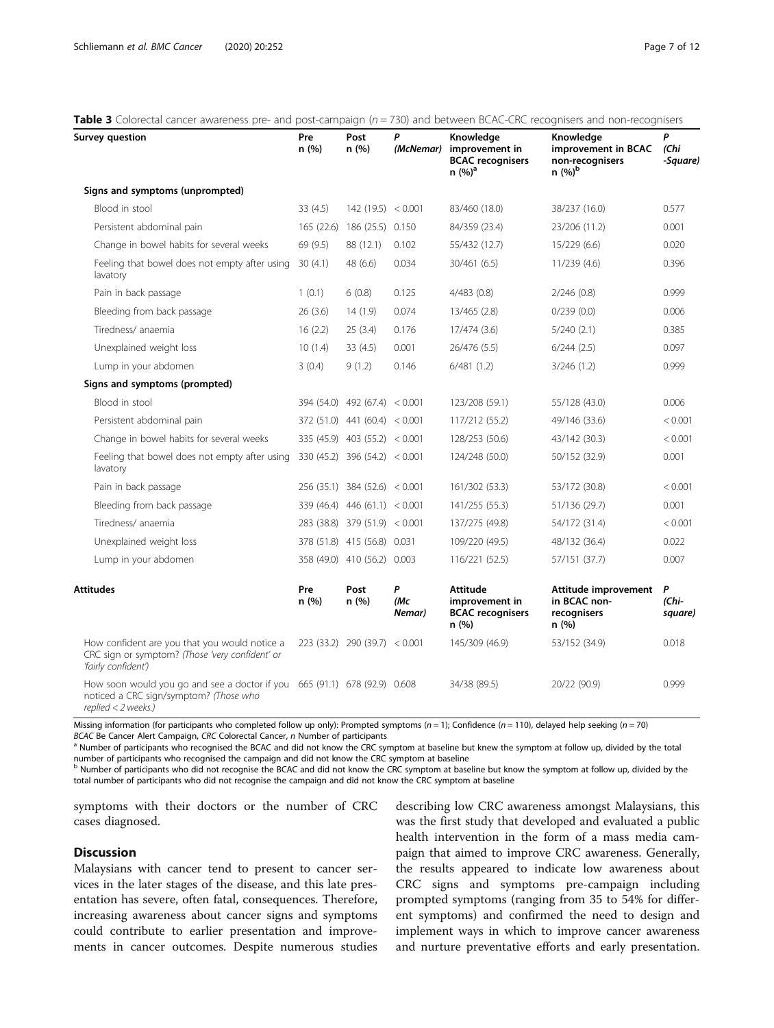**Table 3** Colorectal cancer awareness pre- and post-campaign ($n = 730$) and between BCAC-CRC recognisers and non-recognisers

| Survey question | Pre n (%) | Post n (%) | P (McNemar) | Knowledge improvement in BCAC recognisers n (%)[a] | Knowledge improvement in BCAC non-recognisers n (%)[b] | P (Chi -Square) |
|---|---|---|---|---|---|---|
| **Signs and symptoms (unprompted)** | | | | | | |
| Blood in stool | 33 (4.5) | 142 (19.5) | < 0.001 | 83/460 (18.0) | 38/237 (16.0) | 0.577 |
| Persistent abdominal pain | 165 (22.6) | 186 (25.5) | 0.150 | 84/359 (23.4) | 23/206 (11.2) | 0.001 |
| Change in bowel habits for several weeks | 69 (9.5) | 88 (12.1) | 0.102 | 55/432 (12.7) | 15/229 (6.6) | 0.020 |
| Feeling that bowel does not empty after using lavatory | 30 (4.1) | 48 (6.6) | 0.034 | 30/461 (6.5) | 11/239 (4.6) | 0.396 |
| Pain in back passage | 1 (0.1) | 6 (0.8) | 0.125 | 4/483 (0.8) | 2/246 (0.8) | 0.999 |
| Bleeding from back passage | 26 (3.6) | 14 (1.9) | 0.074 | 13/465 (2.8) | 0/239 (0.0) | 0.006 |
| Tiredness/ anaemia | 16 (2.2) | 25 (3.4) | 0.176 | 17/474 (3.6) | 5/240 (2.1) | 0.385 |
| Unexplained weight loss | 10 (1.4) | 33 (4.5) | 0.001 | 26/476 (5.5) | 6/244 (2.5) | 0.097 |
| Lump in your abdomen | 3 (0.4) | 9 (1.2) | 0.146 | 6/481 (1.2) | 3/246 (1.2) | 0.999 |
| **Signs and symptoms (prompted)** | | | | | | |
| Blood in stool | 394 (54.0) | 492 (67.4) | < 0.001 | 123/208 (59.1) | 55/128 (43.0) | 0.006 |
| Persistent abdominal pain | 372 (51.0) | 441 (60.4) | < 0.001 | 117/212 (55.2) | 49/146 (33.6) | < 0.001 |
| Change in bowel habits for several weeks | 335 (45.9) | 403 (55.2) | < 0.001 | 128/253 (50.6) | 43/142 (30.3) | < 0.001 |
| Feeling that bowel does not empty after using lavatory | 330 (45.2) | 396 (54.2) | < 0.001 | 124/248 (50.0) | 50/152 (32.9) | 0.001 |
| Pain in back passage | 256 (35.1) | 384 (52.6) | < 0.001 | 161/302 (53.3) | 53/172 (30.8) | < 0.001 |
| Bleeding from back passage | 339 (46.4) | 446 (61.1) | < 0.001 | 141/255 (55.3) | 51/136 (29.7) | 0.001 |
| Tiredness/ anaemia | 283 (38.8) | 379 (51.9) | < 0.001 | 137/275 (49.8) | 54/172 (31.4) | < 0.001 |
| Unexplained weight loss | 378 (51.8) | 415 (56.8) | 0.031 | 109/220 (49.5) | 48/132 (36.4) | 0.022 |
| Lump in your abdomen | 358 (49.0) | 410 (56.2) | 0.003 | 116/221 (52.5) | 57/151 (37.7) | 0.007 |
| **Attitudes** | **Pre n (%)** | **Post n (%)** | **P (Mc Nemar)** | **Attitude improvement in BCAC recognisers n (%)** | **Attitude improvement in BCAC non-recognisers n (%)** | **P (Chi-square)** |
| How confident are you that you would notice a CRC sign or symptom? *(Those 'very confident' or 'fairly confident')* | 223 (33.2) | 290 (39.7) | < 0.001 | 145/309 (46.9) | 53/152 (34.9) | 0.018 |
| How soon would you go and see a doctor if you noticed a CRC sign/symptom? *(Those who replied < 2 weeks.)* | 665 (91.1) | 678 (92.9) | 0.608 | 34/38 (89.5) | 20/22 (90.9) | 0.999 |

Missing information (for participants who completed follow up only): Prompted symptoms ($n = 1$); Confidence ($n = 110$), delayed help seeking ($n = 70$)

*BCAC* Be Cancer Alert Campaign, *CRC* Colorectal Cancer, *n* Number of participants

[a] Number of participants who recognised the BCAC and did not know the CRC symptom at baseline but knew the symptom at follow up, divided by the total number of participants who recognised the campaign and did not know the CRC symptom at baseline

[b] Number of participants who did not recognise the BCAC and did not know the CRC symptom at baseline but know the symptom at follow up, divided by the total number of participants who did not recognise the campaign and did not know the CRC symptom at baseline

symptoms with their doctors or the number of CRC cases diagnosed.

## Discussion

Malaysians with cancer tend to present to cancer services in the later stages of the disease, and this late presentation has severe, often fatal, consequences. Therefore, increasing awareness about cancer signs and symptoms could contribute to earlier presentation and improvements in cancer outcomes. Despite numerous studies describing low CRC awareness amongst Malaysians, this was the first study that developed and evaluated a public health intervention in the form of a mass media campaign that aimed to improve CRC awareness. Generally, the results appeared to indicate low awareness about CRC signs and symptoms pre-campaign including prompted symptoms (ranging from 35 to 54% for different symptoms) and confirmed the need to design and implement ways in which to improve cancer awareness and nurture preventative efforts and early presentation.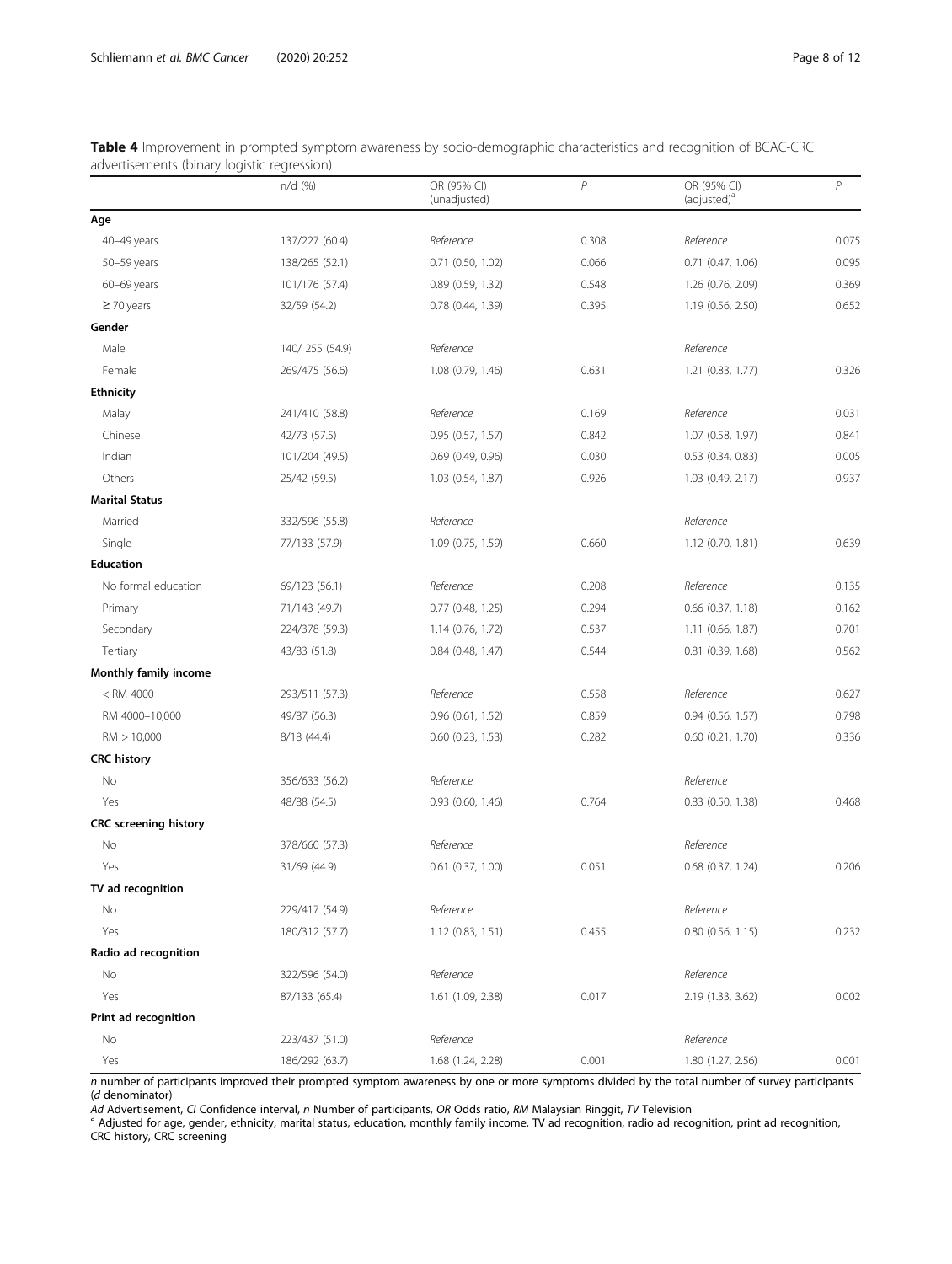**Table 4** Improvement in prompted symptom awareness by socio-demographic characteristics and recognition of BCAC-CRC advertisements (binary logistic regression)

| | n/d (%) | OR (95% CI) (unadjusted) | P | OR (95% CI) (adjusted)[a] | P |
|---|---|---|---|---|---|
| **Age** | | | | | |
| 40–49 years | 137/227 (60.4) | *Reference* | 0.308 | *Reference* | 0.075 |
| 50–59 years | 138/265 (52.1) | 0.71 (0.50, 1.02) | 0.066 | 0.71 (0.47, 1.06) | 0.095 |
| 60–69 years | 101/176 (57.4) | 0.89 (0.59, 1.32) | 0.548 | 1.26 (0.76, 2.09) | 0.369 |
| ≥ 70 years | 32/59 (54.2) | 0.78 (0.44, 1.39) | 0.395 | 1.19 (0.56, 2.50) | 0.652 |
| **Gender** | | | | | |
| Male | 140/ 255 (54.9) | *Reference* | | *Reference* | |
| Female | 269/475 (56.6) | 1.08 (0.79, 1.46) | 0.631 | 1.21 (0.83, 1.77) | 0.326 |
| **Ethnicity** | | | | | |
| Malay | 241/410 (58.8) | *Reference* | 0.169 | *Reference* | 0.031 |
| Chinese | 42/73 (57.5) | 0.95 (0.57, 1.57) | 0.842 | 1.07 (0.58, 1.97) | 0.841 |
| Indian | 101/204 (49.5) | 0.69 (0.49, 0.96) | 0.030 | 0.53 (0.34, 0.83) | 0.005 |
| Others | 25/42 (59.5) | 1.03 (0.54, 1.87) | 0.926 | 1.03 (0.49, 2.17) | 0.937 |
| **Marital Status** | | | | | |
| Married | 332/596 (55.8) | *Reference* | | *Reference* | |
| Single | 77/133 (57.9) | 1.09 (0.75, 1.59) | 0.660 | 1.12 (0.70, 1.81) | 0.639 |
| **Education** | | | | | |
| No formal education | 69/123 (56.1) | *Reference* | 0.208 | *Reference* | 0.135 |
| Primary | 71/143 (49.7) | 0.77 (0.48, 1.25) | 0.294 | 0.66 (0.37, 1.18) | 0.162 |
| Secondary | 224/378 (59.3) | 1.14 (0.76, 1.72) | 0.537 | 1.11 (0.66, 1.87) | 0.701 |
| Tertiary | 43/83 (51.8) | 0.84 (0.48, 1.47) | 0.544 | 0.81 (0.39, 1.68) | 0.562 |
| **Monthly family income** | | | | | |
| < RM 4000 | 293/511 (57.3) | *Reference* | 0.558 | *Reference* | 0.627 |
| RM 4000–10,000 | 49/87 (56.3) | 0.96 (0.61, 1.52) | 0.859 | 0.94 (0.56, 1.57) | 0.798 |
| RM > 10,000 | 8/18 (44.4) | 0.60 (0.23, 1.53) | 0.282 | 0.60 (0.21, 1.70) | 0.336 |
| **CRC history** | | | | | |
| No | 356/633 (56.2) | *Reference* | | *Reference* | |
| Yes | 48/88 (54.5) | 0.93 (0.60, 1.46) | 0.764 | 0.83 (0.50, 1.38) | 0.468 |
| **CRC screening history** | | | | | |
| No | 378/660 (57.3) | *Reference* | | *Reference* | |
| Yes | 31/69 (44.9) | 0.61 (0.37, 1.00) | 0.051 | 0.68 (0.37, 1.24) | 0.206 |
| **TV ad recognition** | | | | | |
| No | 229/417 (54.9) | *Reference* | | *Reference* | |
| Yes | 180/312 (57.7) | 1.12 (0.83, 1.51) | 0.455 | 0.80 (0.56, 1.15) | 0.232 |
| **Radio ad recognition** | | | | | |
| No | 322/596 (54.0) | *Reference* | | *Reference* | |
| Yes | 87/133 (65.4) | 1.61 (1.09, 2.38) | 0.017 | 2.19 (1.33, 3.62) | 0.002 |
| **Print ad recognition** | | | | | |
| No | 223/437 (51.0) | *Reference* | | *Reference* | |
| Yes | 186/292 (63.7) | 1.68 (1.24, 2.28) | 0.001 | 1.80 (1.27, 2.56) | 0.001 |

*n* number of participants improved their prompted symptom awareness by one or more symptoms divided by the total number of survey participants (*d* denominator)

*Ad* Advertisement, *CI* Confidence interval, *n* Number of participants, *OR* Odds ratio, *RM* Malaysian Ringgit, *TV* Television

[a] Adjusted for age, gender, ethnicity, marital status, education, monthly family income, TV ad recognition, radio ad recognition, print ad recognition, CRC history, CRC screening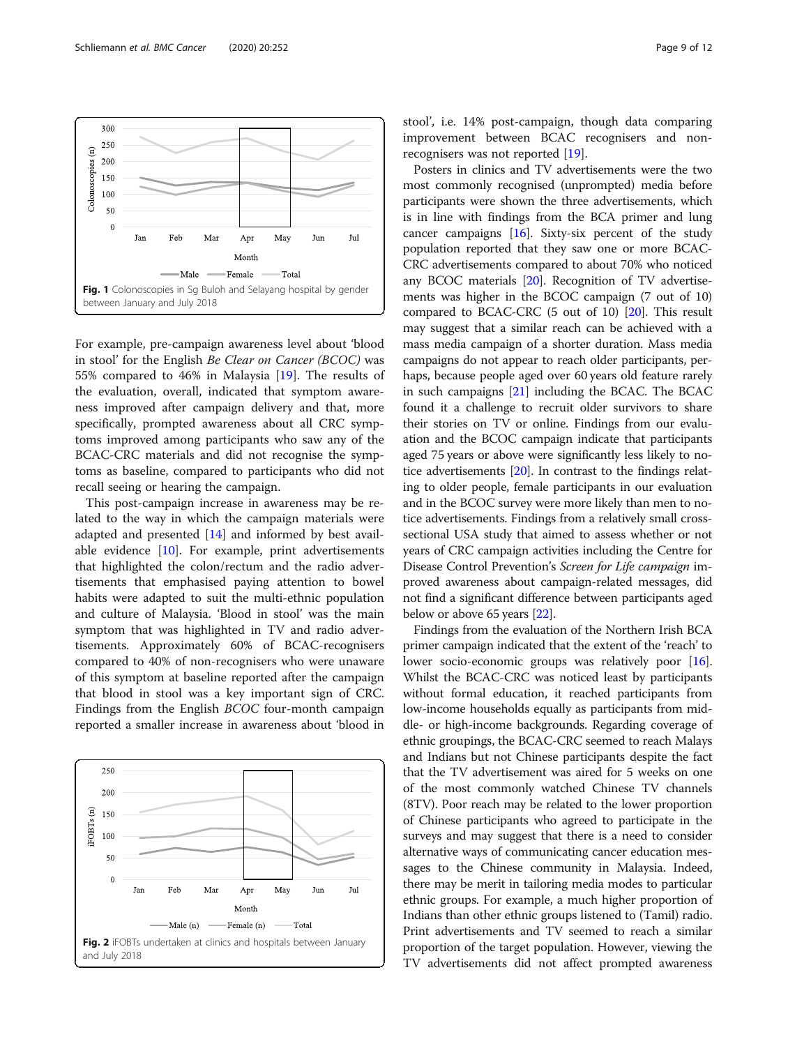Fig. 1 Colonoscopies in Sg Buloh and Selayang hospital by gender between January and July 2018

For example, pre-campaign awareness level about 'blood in stool' for the English *Be Clear on Cancer (BCOC)* was 55% compared to 46% in Malaysia [19]. The results of the evaluation, overall, indicated that symptom awareness improved after campaign delivery and that, more specifically, prompted awareness about all CRC symptoms improved among participants who saw any of the BCAC-CRC materials and did not recognise the symptoms as baseline, compared to participants who did not recall seeing or hearing the campaign.

This post-campaign increase in awareness may be related to the way in which the campaign materials were adapted and presented [14] and informed by best available evidence [10]. For example, print advertisements that highlighted the colon/rectum and the radio advertisements that emphasised paying attention to bowel habits were adapted to suit the multi-ethnic population and culture of Malaysia. 'Blood in stool' was the main symptom that was highlighted in TV and radio advertisements. Approximately 60% of BCAC-recognisers compared to 40% of non-recognisers who were unaware of this symptom at baseline reported after the campaign that blood in stool was a key important sign of CRC. Findings from the English *BCOC* four-month campaign reported a smaller increase in awareness about 'blood in stool', i.e. 14% post-campaign, though data comparing improvement between BCAC recognisers and non-recognisers was not reported [19].

Fig. 2 iFOBTs undertaken at clinics and hospitals between January and July 2018

Posters in clinics and TV advertisements were the two most commonly recognised (unprompted) media before participants were shown the three advertisements, which is in line with findings from the BCA primer and lung cancer campaigns [16]. Sixty-six percent of the study population reported that they saw one or more BCAC-CRC advertisements compared to about 70% who noticed any BCOC materials [20]. Recognition of TV advertisements was higher in the BCOC campaign (7 out of 10) compared to BCAC-CRC (5 out of 10) [20]. This result may suggest that a similar reach can be achieved with a mass media campaign of a shorter duration. Mass media campaigns do not appear to reach older participants, perhaps, because people aged over 60 years old feature rarely in such campaigns [21] including the BCAC. The BCAC found it a challenge to recruit older survivors to share their stories on TV or online. Findings from our evaluation and the BCOC campaign indicate that participants aged 75 years or above were significantly less likely to notice advertisements [20]. In contrast to the findings relating to older people, female participants in our evaluation and in the BCOC survey were more likely than men to notice advertisements. Findings from a relatively small cross-sectional USA study that aimed to assess whether or not years of CRC campaign activities including the Centre for Disease Control Prevention's *Screen for Life campaign* improved awareness about campaign-related messages, did not find a significant difference between participants aged below or above 65 years [22].

Findings from the evaluation of the Northern Irish BCA primer campaign indicated that the extent of the 'reach' to lower socio-economic groups was relatively poor [16]. Whilst the BCAC-CRC was noticed least by participants without formal education, it reached participants from low-income households equally as participants from middle- or high-income backgrounds. Regarding coverage of ethnic groupings, the BCAC-CRC seemed to reach Malays and Indians but not Chinese participants despite the fact that the TV advertisement was aired for 5 weeks on one of the most commonly watched Chinese TV channels (8TV). Poor reach may be related to the lower proportion of Chinese participants who agreed to participate in the surveys and may suggest that there is a need to consider alternative ways of communicating cancer education messages to the Chinese community in Malaysia. Indeed, there may be merit in tailoring media modes to particular ethnic groups. For example, a much higher proportion of Indians than other ethnic groups listened to (Tamil) radio. Print advertisements and TV seemed to reach a similar proportion of the target population. However, viewing the TV advertisements did not affect prompted awareness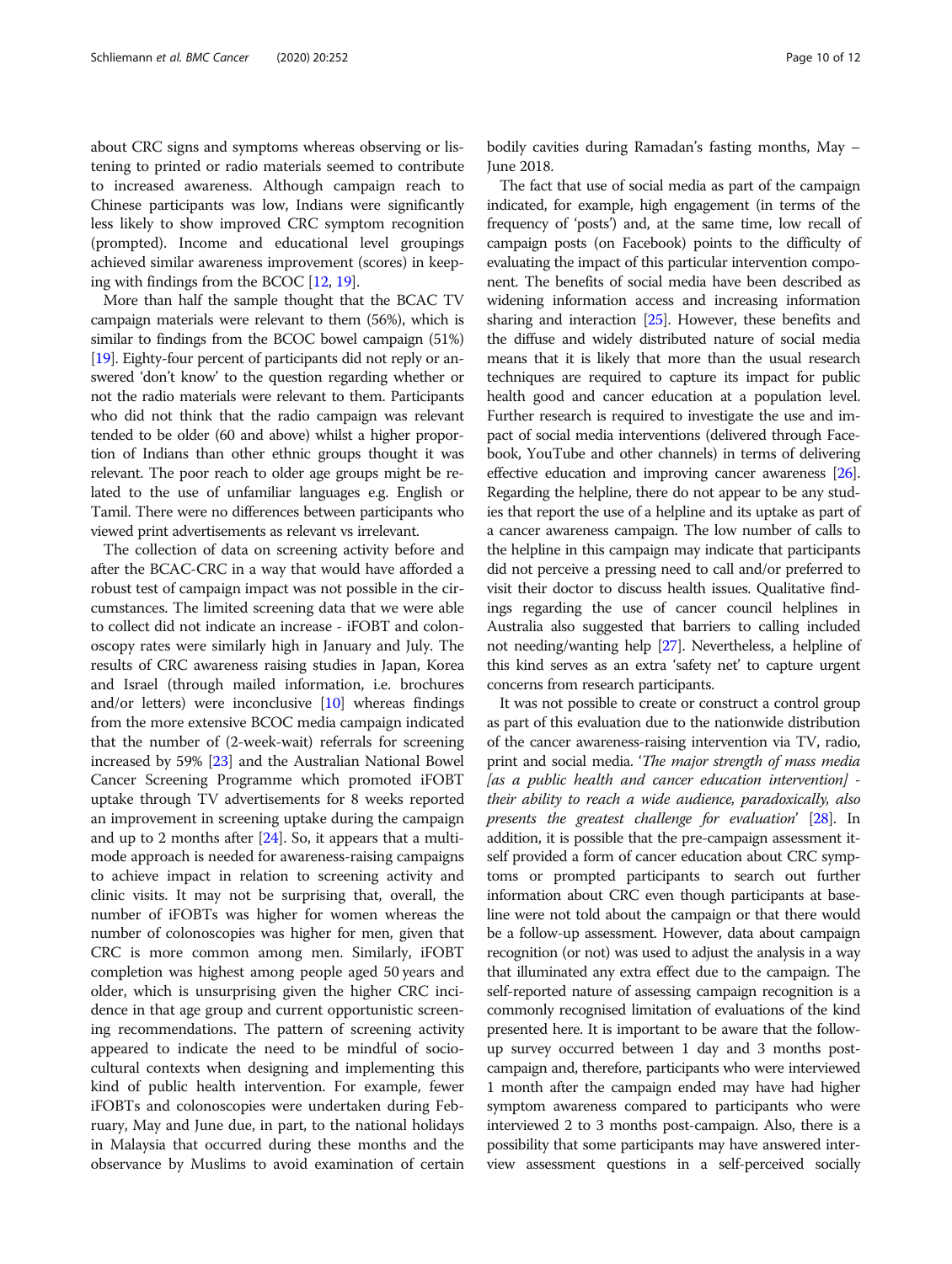about CRC signs and symptoms whereas observing or listening to printed or radio materials seemed to contribute to increased awareness. Although campaign reach to Chinese participants was low, Indians were significantly less likely to show improved CRC symptom recognition (prompted). Income and educational level groupings achieved similar awareness improvement (scores) in keeping with findings from the BCOC [12, 19].

More than half the sample thought that the BCAC TV campaign materials were relevant to them (56%), which is similar to findings from the BCOC bowel campaign (51%) [19]. Eighty-four percent of participants did not reply or answered 'don't know' to the question regarding whether or not the radio materials were relevant to them. Participants who did not think that the radio campaign was relevant tended to be older (60 and above) whilst a higher proportion of Indians than other ethnic groups thought it was relevant. The poor reach to older age groups might be related to the use of unfamiliar languages e.g. English or Tamil. There were no differences between participants who viewed print advertisements as relevant vs irrelevant.

The collection of data on screening activity before and after the BCAC-CRC in a way that would have afforded a robust test of campaign impact was not possible in the circumstances. The limited screening data that we were able to collect did not indicate an increase - iFOBT and colonoscopy rates were similarly high in January and July. The results of CRC awareness raising studies in Japan, Korea and Israel (through mailed information, i.e. brochures and/or letters) were inconclusive [10] whereas findings from the more extensive BCOC media campaign indicated that the number of (2-week-wait) referrals for screening increased by 59% [23] and the Australian National Bowel Cancer Screening Programme which promoted iFOBT uptake through TV advertisements for 8 weeks reported an improvement in screening uptake during the campaign and up to 2 months after [24]. So, it appears that a multi-mode approach is needed for awareness-raising campaigns to achieve impact in relation to screening activity and clinic visits. It may not be surprising that, overall, the number of iFOBTs was higher for women whereas the number of colonoscopies was higher for men, given that CRC is more common among men. Similarly, iFOBT completion was highest among people aged 50 years and older, which is unsurprising given the higher CRC incidence in that age group and current opportunistic screening recommendations. The pattern of screening activity appeared to indicate the need to be mindful of sociocultural contexts when designing and implementing this kind of public health intervention. For example, fewer iFOBTs and colonoscopies were undertaken during February, May and June due, in part, to the national holidays in Malaysia that occurred during these months and the observance by Muslims to avoid examination of certain bodily cavities during Ramadan's fasting months, May – June 2018.

The fact that use of social media as part of the campaign indicated, for example, high engagement (in terms of the frequency of 'posts') and, at the same time, low recall of campaign posts (on Facebook) points to the difficulty of evaluating the impact of this particular intervention component. The benefits of social media have been described as widening information access and increasing information sharing and interaction [25]. However, these benefits and the diffuse and widely distributed nature of social media means that it is likely that more than the usual research techniques are required to capture its impact for public health good and cancer education at a population level. Further research is required to investigate the use and impact of social media interventions (delivered through Facebook, YouTube and other channels) in terms of delivering effective education and improving cancer awareness [26]. Regarding the helpline, there do not appear to be any studies that report the use of a helpline and its uptake as part of a cancer awareness campaign. The low number of calls to the helpline in this campaign may indicate that participants did not perceive a pressing need to call and/or preferred to visit their doctor to discuss health issues. Qualitative findings regarding the use of cancer council helplines in Australia also suggested that barriers to calling included not needing/wanting help [27]. Nevertheless, a helpline of this kind serves as an extra 'safety net' to capture urgent concerns from research participants.

It was not possible to create or construct a control group as part of this evaluation due to the nationwide distribution of the cancer awareness-raising intervention via TV, radio, print and social media. '*The major strength of mass media [as a public health and cancer education intervention] - their ability to reach a wide audience, paradoxically, also presents the greatest challenge for evaluation*' [28]. In addition, it is possible that the pre-campaign assessment itself provided a form of cancer education about CRC symptoms or prompted participants to search out further information about CRC even though participants at baseline were not told about the campaign or that there would be a follow-up assessment. However, data about campaign recognition (or not) was used to adjust the analysis in a way that illuminated any extra effect due to the campaign. The self-reported nature of assessing campaign recognition is a commonly recognised limitation of evaluations of the kind presented here. It is important to be aware that the follow-up survey occurred between 1 day and 3 months post-campaign and, therefore, participants who were interviewed 1 month after the campaign ended may have had higher symptom awareness compared to participants who were interviewed 2 to 3 months post-campaign. Also, there is a possibility that some participants may have answered interview assessment questions in a self-perceived socially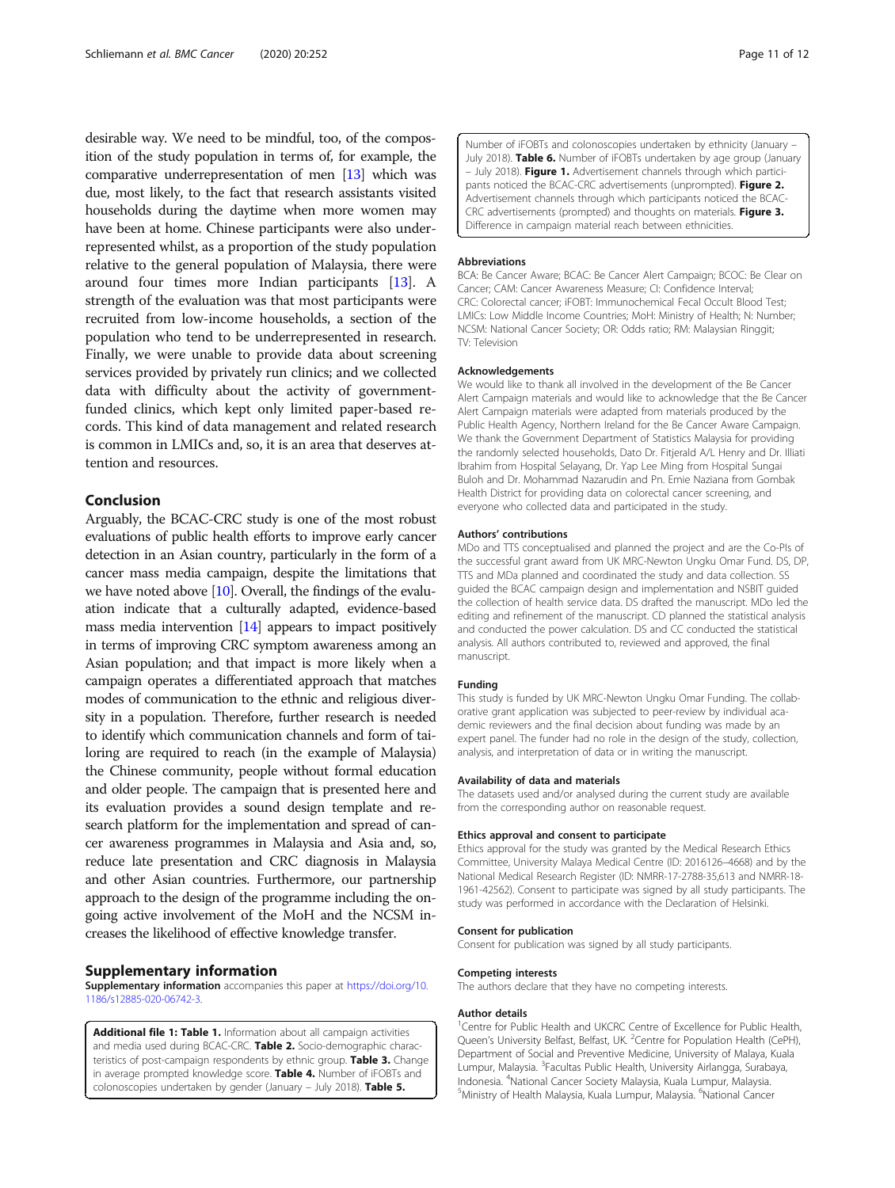desirable way. We need to be mindful, too, of the composition of the study population in terms of, for example, the comparative underrepresentation of men [13] which was due, most likely, to the fact that research assistants visited households during the daytime when more women may have been at home. Chinese participants were also underrepresented whilst, as a proportion of the study population relative to the general population of Malaysia, there were around four times more Indian participants [13]. A strength of the evaluation was that most participants were recruited from low-income households, a section of the population who tend to be underrepresented in research. Finally, we were unable to provide data about screening services provided by privately run clinics; and we collected data with difficulty about the activity of government-funded clinics, which kept only limited paper-based records. This kind of data management and related research is common in LMICs and, so, it is an area that deserves attention and resources.

## Conclusion

Arguably, the BCAC-CRC study is one of the most robust evaluations of public health efforts to improve early cancer detection in an Asian country, particularly in the form of a cancer mass media campaign, despite the limitations that we have noted above [10]. Overall, the findings of the evaluation indicate that a culturally adapted, evidence-based mass media intervention [14] appears to impact positively in terms of improving CRC symptom awareness among an Asian population; and that impact is more likely when a campaign operates a differentiated approach that matches modes of communication to the ethnic and religious diversity in a population. Therefore, further research is needed to identify which communication channels and form of tailoring are required to reach (in the example of Malaysia) the Chinese community, people without formal education and older people. The campaign that is presented here and its evaluation provides a sound design template and research platform for the implementation and spread of cancer awareness programmes in Malaysia and Asia and, so, reduce late presentation and CRC diagnosis in Malaysia and other Asian countries. Furthermore, our partnership approach to the design of the programme including the ongoing active involvement of the MoH and the NCSM increases the likelihood of effective knowledge transfer.

## Supplementary information

**Supplementary information** accompanies this paper at https://doi.org/10.1186/s12885-020-06742-3.

**Additional file 1: Table 1.** Information about all campaign activities and media used during BCAC-CRC. **Table 2.** Socio-demographic characteristics of post-campaign respondents by ethnic group. **Table 3.** Change in average prompted knowledge score. **Table 4.** Number of iFOBTs and colonoscopies undertaken by gender (January – July 2018). **Table 5.** Number of iFOBTs and colonoscopies undertaken by ethnicity (January – July 2018). **Table 6.** Number of iFOBTs undertaken by age group (January – July 2018). **Figure 1.** Advertisement channels through which participants noticed the BCAC-CRC advertisements (unprompted). **Figure 2.** Advertisement channels through which participants noticed the BCAC-CRC advertisements (prompted) and thoughts on materials. **Figure 3.** Difference in campaign material reach between ethnicities.

### Abbreviations

BCA: Be Cancer Aware; BCAC: Be Cancer Alert Campaign; BCOC: Be Clear on Cancer; CAM: Cancer Awareness Measure; CI: Confidence Interval; CRC: Colorectal cancer; iFOBT: Immunochemical Fecal Occult Blood Test; LMICs: Low Middle Income Countries; MoH: Ministry of Health; N: Number; NCSM: National Cancer Society; OR: Odds ratio; RM: Malaysian Ringgit; TV: Television

### Acknowledgements

We would like to thank all involved in the development of the Be Cancer Alert Campaign materials and would like to acknowledge that the Be Cancer Alert Campaign materials were adapted from materials produced by the Public Health Agency, Northern Ireland for the Be Cancer Aware Campaign. We thank the Government Department of Statistics Malaysia for providing the randomly selected households, Dato Dr. Fitjerald A/L Henry and Dr. Illiati Ibrahim from Hospital Selayang, Dr. Yap Lee Ming from Hospital Sungai Buloh and Dr. Mohammad Nazarudin and Pn. Emie Naziana from Gombak Health District for providing data on colorectal cancer screening, and everyone who collected data and participated in the study.

### Authors' contributions

MDo and TTS conceptualised and planned the project and are the Co-PIs of the successful grant award from UK MRC-Newton Ungku Omar Fund. DS, DP, TTS and MDa planned and coordinated the study and data collection. SS guided the BCAC campaign design and implementation and NSBIT guided the collection of health service data. DS drafted the manuscript. MDo led the editing and refinement of the manuscript. CD planned the statistical analysis and conducted the power calculation. DS and CC conducted the statistical analysis. All authors contributed to, reviewed and approved, the final manuscript.

### Funding

This study is funded by UK MRC-Newton Ungku Omar Funding. The collaborative grant application was subjected to peer-review by individual academic reviewers and the final decision about funding was made by an expert panel. The funder had no role in the design of the study, collection, analysis, and interpretation of data or in writing the manuscript.

### Availability of data and materials

The datasets used and/or analysed during the current study are available from the corresponding author on reasonable request.

### Ethics approval and consent to participate

Ethics approval for the study was granted by the Medical Research Ethics Committee, University Malaya Medical Centre (ID: 2016126–4668) and by the National Medical Research Register (ID: NMRR-17-2788-35,613 and NMRR-18-1961-42562). Consent to participate was signed by all study participants. The study was performed in accordance with the Declaration of Helsinki.

### Consent for publication

Consent for publication was signed by all study participants.

### Competing interests

The authors declare that they have no competing interests.

### Author details

[1]Centre for Public Health and UKCRC Centre of Excellence for Public Health, Queen's University Belfast, Belfast, UK. [2]Centre for Population Health (CePH), Department of Social and Preventive Medicine, University of Malaya, Kuala Lumpur, Malaysia. [3]Facultas Public Health, University Airlangga, Surabaya, Indonesia. [4]National Cancer Society Malaysia, Kuala Lumpur, Malaysia. [5]Ministry of Health Malaysia, Kuala Lumpur, Malaysia. [6]National Cancer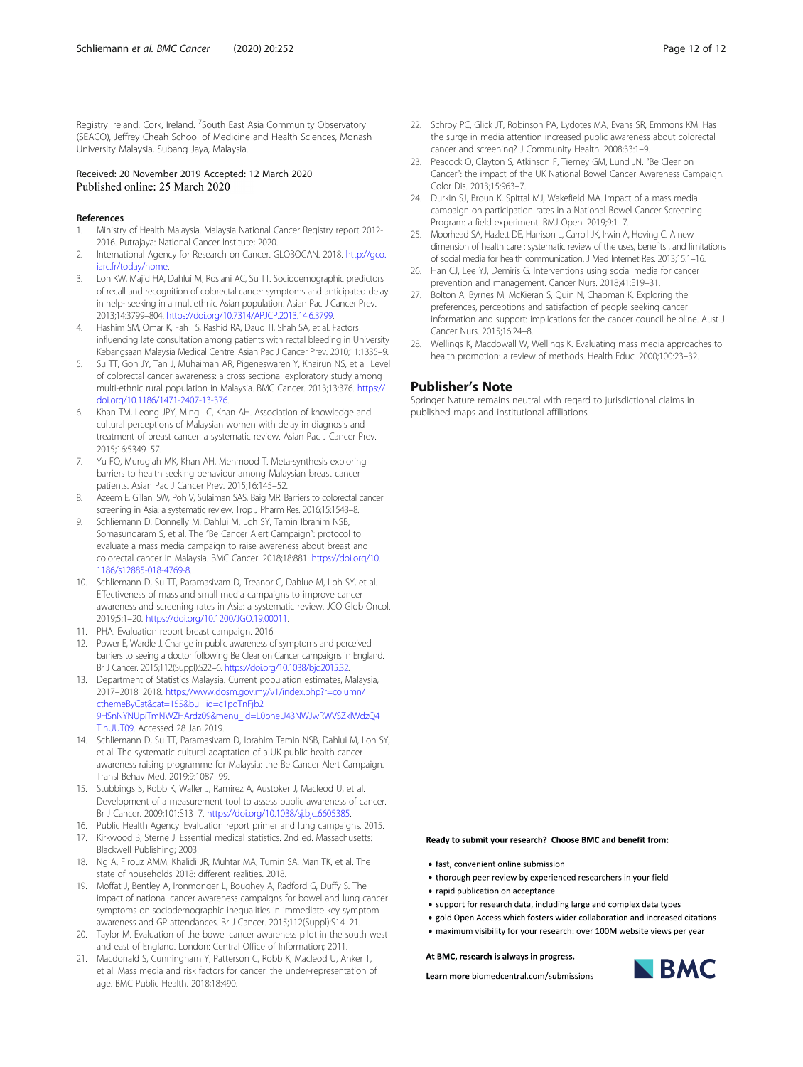Registry Ireland, Cork, Ireland. [7]South East Asia Community Observatory (SEACO), Jeffrey Cheah School of Medicine and Health Sciences, Monash University Malaysia, Subang Jaya, Malaysia.

Received: 20 November 2019 Accepted: 12 March 2020
Published online: 25 March 2020

### References

1. Ministry of Health Malaysia. Malaysia National Cancer Registry report 2012-2016. Putrajaya: National Cancer Institute; 2020.
2. International Agency for Research on Cancer. GLOBOCAN. 2018. http://gco.iarc.fr/today/home.
3. Loh KW, Majid HA, Dahlui M, Roslani AC, Su TT. Sociodemographic predictors of recall and recognition of colorectal cancer symptoms and anticipated delay in help- seeking in a multiethnic Asian population. Asian Pac J Cancer Prev. 2013;14:3799–804. https://doi.org/10.7314/APJCP.2013.14.6.3799.
4. Hashim SM, Omar K, Fah TS, Rashid RA, Daud TI, Shah SA, et al. Factors influencing late consultation among patients with rectal bleeding in University Kebangsaan Malaysia Medical Centre. Asian Pac J Cancer Prev. 2010;11:1335–9.
5. Su TT, Goh JY, Tan J, Muhaimah AR, Pigeneswaren Y, Khairun NS, et al. Level of colorectal cancer awareness: a cross sectional exploratory study among multi-ethnic rural population in Malaysia. BMC Cancer. 2013;13:376. https://doi.org/10.1186/1471-2407-13-376.
6. Khan TM, Leong JPY, Ming LC, Khan AH. Association of knowledge and cultural perceptions of Malaysian women with delay in diagnosis and treatment of breast cancer: a systematic review. Asian Pac J Cancer Prev. 2015;16:5349–57.
7. Yu FQ, Murugiah MK, Khan AH, Mehmood T. Meta-synthesis exploring barriers to health seeking behaviour among Malaysian breast cancer patients. Asian Pac J Cancer Prev. 2015;16:145–52.
8. Azeem E, Gillani SW, Poh V, Sulaiman SAS, Baig MR. Barriers to colorectal cancer screening in Asia: a systematic review. Trop J Pharm Res. 2016;15:1543–8.
9. Schliemann D, Donnelly M, Dahlui M, Loh SY, Tamin Ibrahim NSB, Somasundaram S, et al. The "Be Cancer Alert Campaign": protocol to evaluate a mass media campaign to raise awareness about breast and colorectal cancer in Malaysia. BMC Cancer. 2018;18:881. https://doi.org/10.1186/s12885-018-4769-8.
10. Schliemann D, Su TT, Paramasivam D, Treanor C, Dahlue M, Loh SY, et al. Effectiveness of mass and small media campaigns to improve cancer awareness and screening rates in Asia: a systematic review. JCO Glob Oncol. 2019;5:1–20. https://doi.org/10.1200/JGO.19.00011.
11. PHA. Evaluation report breast campaign. 2016.
12. Power E, Wardle J. Change in public awareness of symptoms and perceived barriers to seeing a doctor following Be Clear on Cancer campaigns in England. Br J Cancer. 2015;112(Suppl):S22–6. https://doi.org/10.1038/bjc.2015.32.
13. Department of Statistics Malaysia. Current population estimates, Malaysia, 2017–2018. 2018. https://www.dosm.gov.my/v1/index.php?r=column/cthemeByCat&cat=155&bul_id=c1pqTnFjb29HSnNYNUpiTmNWZHArdz09&menu_id=L0pheU43NWJwRWVSZklWdzQ4TlhUUT09. Accessed 28 Jan 2019.
14. Schliemann D, Su TT, Paramasivam D, Ibrahim Tamin NSB, Dahlui M, Loh SY, et al. The systematic cultural adaptation of a UK public health cancer awareness raising programme for Malaysia: the Be Cancer Alert Campaign. Transl Behav Med. 2019;9:1087–99.
15. Stubbings S, Robb K, Waller J, Ramirez A, Austoker J, Macleod U, et al. Development of a measurement tool to assess public awareness of cancer. Br J Cancer. 2009;101:S13–7. https://doi.org/10.1038/sj.bjc.6605385.
16. Public Health Agency. Evaluation report primer and lung campaigns. 2015.
17. Kirkwood B, Sterne J. Essential medical statistics. 2nd ed. Massachusetts: Blackwell Publishing; 2003.
18. Ng A, Firouz AMM, Khalidi JR, Muhtar MA, Tumin SA, Man TK, et al. The state of households 2018: different realities. 2018.
19. Moffat J, Bentley A, Ironmonger L, Boughey A, Radford G, Duffy S. The impact of national cancer awareness campaigns for bowel and lung cancer symptoms on sociodemographic inequalities in immediate key symptom awareness and GP attendances. Br J Cancer. 2015;112(Suppl):S14–21.
20. Taylor M. Evaluation of the bowel cancer awareness pilot in the south west and east of England. London: Central Office of Information; 2011.
21. Macdonald S, Cunningham Y, Patterson C, Robb K, Macleod U, Anker T, et al. Mass media and risk factors for cancer: the under-representation of age. BMC Public Health. 2018;18:490.
22. Schroy PC, Glick JT, Robinson PA, Lydotes MA, Evans SR, Emmons KM. Has the surge in media attention increased public awareness about colorectal cancer and screening? J Community Health. 2008;33:1–9.
23. Peacock O, Clayton S, Atkinson F, Tierney GM, Lund JN. "Be Clear on Cancer": the impact of the UK National Bowel Cancer Awareness Campaign. Color Dis. 2013;15:963–7.
24. Durkin SJ, Broun K, Spittal MJ, Wakefield MA. Impact of a mass media campaign on participation rates in a National Bowel Cancer Screening Program: a field experiment. BMJ Open. 2019;9:1–7.
25. Moorhead SA, Hazlett DE, Harrison L, Carroll JK, Irwin A, Hoving C. A new dimension of health care : systematic review of the uses, benefits , and limitations of social media for health communication. J Med Internet Res. 2013;15:1–16.
26. Han CJ, Lee YJ, Demiris G. Interventions using social media for cancer prevention and management. Cancer Nurs. 2018;41:E19–31.
27. Bolton A, Byrnes M, McKieran S, Quin N, Chapman K. Exploring the preferences, perceptions and satisfaction of people seeking cancer information and support: implications for the cancer council helpline. Aust J Cancer Nurs. 2015;16:24–8.
28. Wellings K, Macdowall W, Wellings K. Evaluating mass media approaches to health promotion: a review of methods. Health Educ. 2000;100:23–32.

## Publisher's Note

Springer Nature remains neutral with regard to jurisdictional claims in published maps and institutional affiliations.

**Ready to submit your research? Choose BMC and benefit from:**

- fast, convenient online submission
- thorough peer review by experienced researchers in your field
- rapid publication on acceptance
- support for research data, including large and complex data types
- gold Open Access which fosters wider collaboration and increased citations
- maximum visibility for your research: over 100M website views per year

**At BMC, research is always in progress.**

**Learn more** biomedcentral.com/submissions

BMC